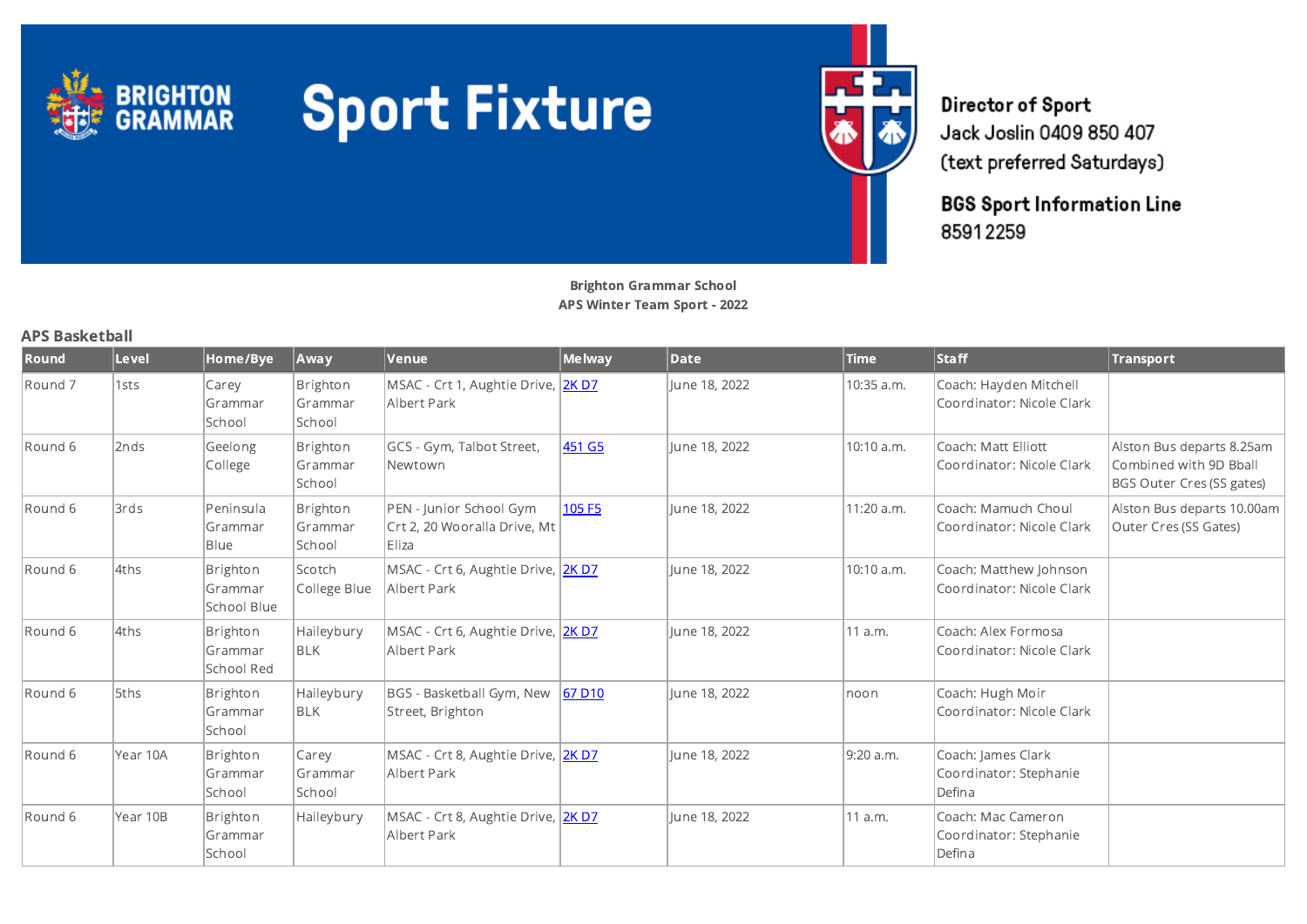# Sport Fixture

**Director of Sport**
Jack Joslin 0409 850 407
(text preferred Saturdays)

**BGS Sport Information Line**
8591 2259

**Brighton Grammar School**
**APS Winter Team Sport - 2022**

## APS Basketball

| Round | Level | Home/Bye | Away | Venue | Melway | Date | Time | Staff | Transport |
|---|---|---|---|---|---|---|---|---|---|
| Round 7 | 1sts | Carey Grammar School | Brighton Grammar School | MSAC - Crt 1, Aughtie Drive, Albert Park | 2K D7 | June 18, 2022 | 10:35 a.m. | Coach: Hayden Mitchell Coordinator: Nicole Clark | |
| Round 6 | 2nds | Geelong College | Brighton Grammar School | GCS - Gym, Talbot Street, Newtown | 451 G5 | June 18, 2022 | 10:10 a.m. | Coach: Matt Elliott Coordinator: Nicole Clark | Alston Bus departs 8.25am Combined with 9D Bball BGS Outer Cres (SS gates) |
| Round 6 | 3rds | Peninsula Grammar Blue | Brighton Grammar School | PEN - Junior School Gym Crt 2, 20 Wooralla Drive, Mt Eliza | 105 F5 | June 18, 2022 | 11:20 a.m. | Coach: Mamuch Choul Coordinator: Nicole Clark | Alston Bus departs 10.00am Outer Cres (SS Gates) |
| Round 6 | 4ths | Brighton Grammar School Blue | Scotch College Blue | MSAC - Crt 6, Aughtie Drive, Albert Park | 2K D7 | June 18, 2022 | 10:10 a.m. | Coach: Matthew Johnson Coordinator: Nicole Clark | |
| Round 6 | 4ths | Brighton Grammar School Red | Haileybury BLK | MSAC - Crt 6, Aughtie Drive, Albert Park | 2K D7 | June 18, 2022 | 11 a.m. | Coach: Alex Formosa Coordinator: Nicole Clark | |
| Round 6 | 5ths | Brighton Grammar School | Haileybury BLK | BGS - Basketball Gym, New Street, Brighton | 67 D10 | June 18, 2022 | noon | Coach: Hugh Moir Coordinator: Nicole Clark | |
| Round 6 | Year 10A | Brighton Grammar School | Carey Grammar School | MSAC - Crt 8, Aughtie Drive, Albert Park | 2K D7 | June 18, 2022 | 9:20 a.m. | Coach: James Clark Coordinator: Stephanie Defina | |
| Round 6 | Year 10B | Brighton Grammar School | Haileybury | MSAC - Crt 8, Aughtie Drive, Albert Park | 2K D7 | June 18, 2022 | 11 a.m. | Coach: Mac Cameron Coordinator: Stephanie Defina | |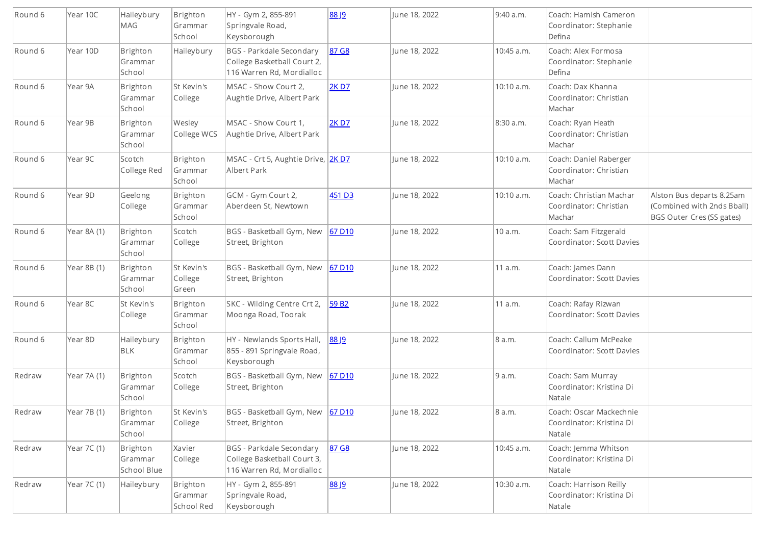| Round 6 | Year 10C | Haileybury MAG | Brighton Grammar School | HY - Gym 2, 855-891 Springvale Road, Keysborough | 88 J9 | June 18, 2022 | 9:40 a.m. | Coach: Hamish Cameron Coordinator: Stephanie Defina | |
|---|---|---|---|---|---|---|---|---|---|
| Round 6 | Year 10D | Brighton Grammar School | Haileybury | BGS - Parkdale Secondary College Basketball Court 2, 116 Warren Rd, Mordialloc | 87 G8 | June 18, 2022 | 10:45 a.m. | Coach: Alex Formosa Coordinator: Stephanie Defina | |
| Round 6 | Year 9A | Brighton Grammar School | St Kevin's College | MSAC - Show Court 2, Aughtie Drive, Albert Park | 2K D7 | June 18, 2022 | 10:10 a.m. | Coach: Dax Khanna Coordinator: Christian Machar | |
| Round 6 | Year 9B | Brighton Grammar School | Wesley College WCS | MSAC - Show Court 1, Aughtie Drive, Albert Park | 2K D7 | June 18, 2022 | 8:30 a.m. | Coach: Ryan Heath Coordinator: Christian Machar | |
| Round 6 | Year 9C | Scotch College Red | Brighton Grammar School | MSAC - Crt 5, Aughtie Drive, Albert Park | 2K D7 | June 18, 2022 | 10:10 a.m. | Coach: Daniel Raberger Coordinator: Christian Machar | |
| Round 6 | Year 9D | Geelong College | Brighton Grammar School | GCM - Gym Court 2, Aberdeen St, Newtown | 451 D3 | June 18, 2022 | 10:10 a.m. | Coach: Christian Machar Coordinator: Christian Machar | Alston Bus departs 8.25am (Combined with 2nds Bball) BGS Outer Cres (SS gates) |
| Round 6 | Year 8A (1) | Brighton Grammar School | Scotch College | BGS - Basketball Gym, New Street, Brighton | 67 D10 | June 18, 2022 | 10 a.m. | Coach: Sam Fitzgerald Coordinator: Scott Davies | |
| Round 6 | Year 8B (1) | Brighton Grammar School | St Kevin's College Green | BGS - Basketball Gym, New Street, Brighton | 67 D10 | June 18, 2022 | 11 a.m. | Coach: James Dann Coordinator: Scott Davies | |
| Round 6 | Year 8C | St Kevin's College | Brighton Grammar School | SKC - Wilding Centre Crt 2, Moonga Road, Toorak | 59 B2 | June 18, 2022 | 11 a.m. | Coach: Rafay Rizwan Coordinator: Scott Davies | |
| Round 6 | Year 8D | Haileybury BLK | Brighton Grammar School | HY - Newlands Sports Hall, 855 - 891 Springvale Road, Keysborough | 88 J9 | June 18, 2022 | 8 a.m. | Coach: Callum McPeake Coordinator: Scott Davies | |
| Redraw | Year 7A (1) | Brighton Grammar School | Scotch College | BGS - Basketball Gym, New Street, Brighton | 67 D10 | June 18, 2022 | 9 a.m. | Coach: Sam Murray Coordinator: Kristina Di Natale | |
| Redraw | Year 7B (1) | Brighton Grammar School | St Kevin's College | BGS - Basketball Gym, New Street, Brighton | 67 D10 | June 18, 2022 | 8 a.m. | Coach: Oscar Mackechnie Coordinator: Kristina Di Natale | |
| Redraw | Year 7C (1) | Brighton Grammar School Blue | Xavier College | BGS - Parkdale Secondary College Basketball Court 3, 116 Warren Rd, Mordialloc | 87 G8 | June 18, 2022 | 10:45 a.m. | Coach: Jemma Whitson Coordinator: Kristina Di Natale | |
| Redraw | Year 7C (1) | Haileybury | Brighton Grammar School Red | HY - Gym 2, 855-891 Springvale Road, Keysborough | 88 J9 | June 18, 2022 | 10:30 a.m. | Coach: Harrison Reilly Coordinator: Kristina Di Natale | |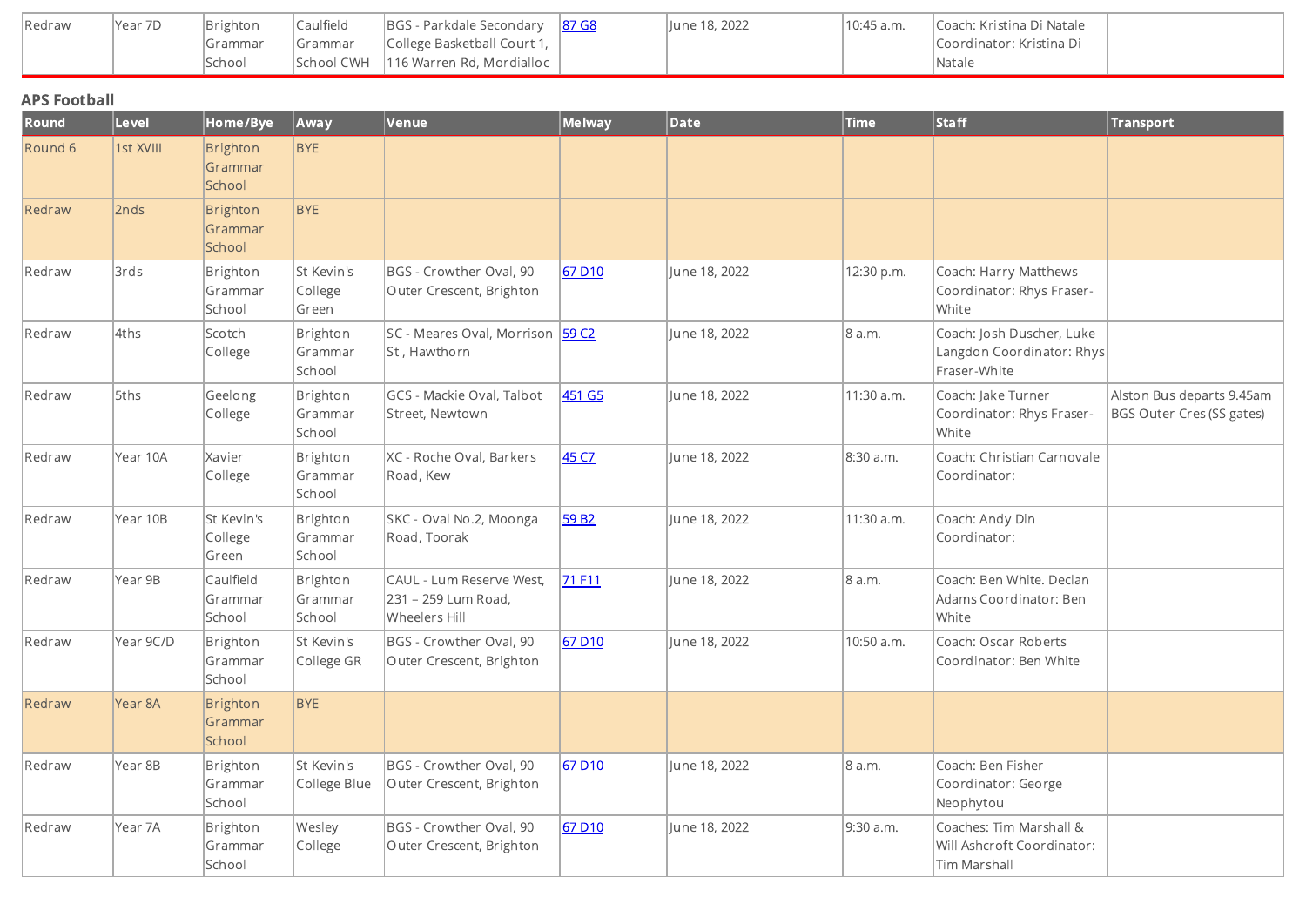| | | | | | | | | | |
|---|---|---|---|---|---|---|---|---|---|
| Redraw | Year 7D | Brighton Grammar School | Caulfield Grammar School CWH | BGS - Parkdale Secondary College Basketball Court 1, 116 Warren Rd, Mordialloc | 87 G8 | June 18, 2022 | 10:45 a.m. | Coach: Kristina Di Natale Coordinator: Kristina Di Natale | |

## APS Football

| Round | Level | Home/Bye | Away | Venue | Melway | Date | Time | Staff | Transport |
|---|---|---|---|---|---|---|---|---|---|
| Round 6 | 1st XVIII | Brighton Grammar School | BYE | | | | | | |
| Redraw | 2nds | Brighton Grammar School | BYE | | | | | | |
| Redraw | 3rds | Brighton Grammar School | St Kevin's College Green | BGS - Crowther Oval, 90 Outer Crescent, Brighton | 67 D10 | June 18, 2022 | 12:30 p.m. | Coach: Harry Matthews Coordinator: Rhys Fraser-White | |
| Redraw | 4ths | Scotch College | Brighton Grammar School | SC - Meares Oval, Morrison St , Hawthorn | 59 C2 | June 18, 2022 | 8 a.m. | Coach: Josh Duscher, Luke Langdon Coordinator: Rhys Fraser-White | |
| Redraw | 5ths | Geelong College | Brighton Grammar School | GCS - Mackie Oval, Talbot Street, Newtown | 451 G5 | June 18, 2022 | 11:30 a.m. | Coach: Jake Turner Coordinator: Rhys Fraser-White | Alston Bus departs 9.45am BGS Outer Cres (SS gates) |
| Redraw | Year 10A | Xavier College | Brighton Grammar School | XC - Roche Oval, Barkers Road, Kew | 45 C7 | June 18, 2022 | 8:30 a.m. | Coach: Christian Carnovale Coordinator: | |
| Redraw | Year 10B | St Kevin's College Green | Brighton Grammar School | SKC - Oval No.2, Moonga Road, Toorak | 59 B2 | June 18, 2022 | 11:30 a.m. | Coach: Andy Din Coordinator: | |
| Redraw | Year 9B | Caulfield Grammar School | Brighton Grammar School | CAUL - Lum Reserve West, 231 – 259 Lum Road, Wheelers Hill | 71 F11 | June 18, 2022 | 8 a.m. | Coach: Ben White. Declan Adams Coordinator: Ben White | |
| Redraw | Year 9C/D | Brighton Grammar School | St Kevin's College GR | BGS - Crowther Oval, 90 Outer Crescent, Brighton | 67 D10 | June 18, 2022 | 10:50 a.m. | Coach: Oscar Roberts Coordinator: Ben White | |
| Redraw | Year 8A | Brighton Grammar School | BYE | | | | | | |
| Redraw | Year 8B | Brighton Grammar School | St Kevin's College Blue | BGS - Crowther Oval, 90 Outer Crescent, Brighton | 67 D10 | June 18, 2022 | 8 a.m. | Coach: Ben Fisher Coordinator: George Neophytou | |
| Redraw | Year 7A | Brighton Grammar School | Wesley College | BGS - Crowther Oval, 90 Outer Crescent, Brighton | 67 D10 | June 18, 2022 | 9:30 a.m. | Coaches: Tim Marshall & Will Ashcroft Coordinator: Tim Marshall | |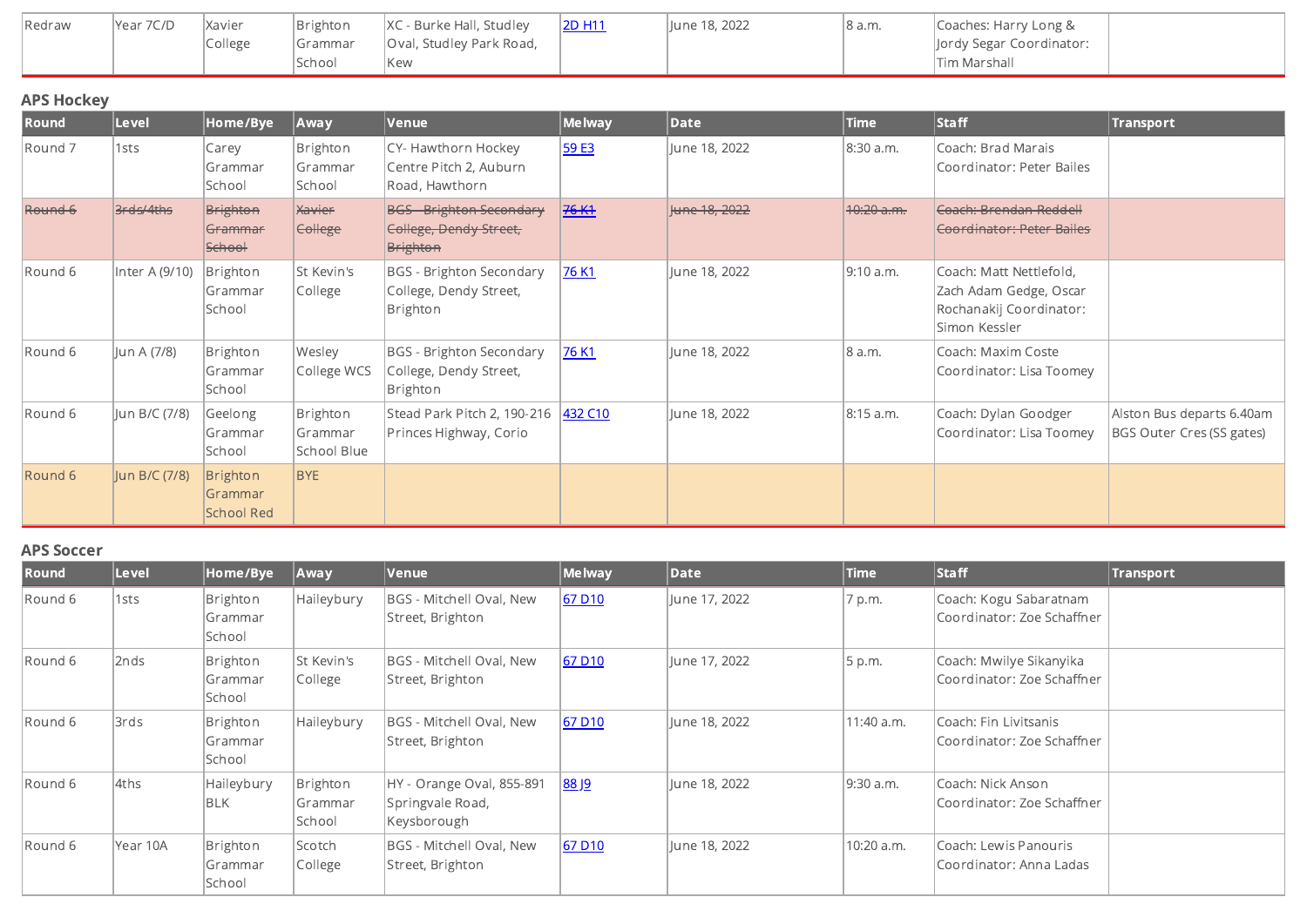| Redraw | Year 7C/D | Xavier College | Brighton Grammar School | XC - Burke Hall, Studley Oval, Studley Park Road, Kew | 2D H11 | June 18, 2022 | 8 a.m. | Coaches: Harry Long & Jordy Segar Coordinator: Tim Marshall | |
|---|---|---|---|---|---|---|---|---|---|

## APS Hockey

| Round | Level | Home/Bye | Away | Venue | Melway | Date | Time | Staff | Transport |
|---|---|---|---|---|---|---|---|---|---|
| Round 7 | 1sts | Carey Grammar School | Brighton Grammar School | CY- Hawthorn Hockey Centre Pitch 2, Auburn Road, Hawthorn | 59 E3 | June 18, 2022 | 8:30 a.m. | Coach: Brad Marais Coordinator: Peter Bailes | |
| ~~Round 6~~ | ~~3rds/4ths~~ | ~~Brighton Grammar School~~ | ~~Xavier College~~ | ~~BGS - Brighton Secondary College, Dendy Street, Brighton~~ | ~~76 K1~~ | ~~June 18, 2022~~ | ~~10:20 a.m.~~ | ~~Coach: Brendan Reddell Coordinator: Peter Bailes~~ | |
| Round 6 | Inter A (9/10) | Brighton Grammar School | St Kevin's College | BGS - Brighton Secondary College, Dendy Street, Brighton | 76 K1 | June 18, 2022 | 9:10 a.m. | Coach: Matt Nettlefold, Zach Adam Gedge, Oscar Rochanakij Coordinator: Simon Kessler | |
| Round 6 | Jun A (7/8) | Brighton Grammar School | Wesley College WCS | BGS - Brighton Secondary College, Dendy Street, Brighton | 76 K1 | June 18, 2022 | 8 a.m. | Coach: Maxim Coste Coordinator: Lisa Toomey | |
| Round 6 | Jun B/C (7/8) | Geelong Grammar School | Brighton Grammar School Blue | Stead Park Pitch 2, 190-216 Princes Highway, Corio | 432 C10 | June 18, 2022 | 8:15 a.m. | Coach: Dylan Goodger Coordinator: Lisa Toomey | Alston Bus departs 6.40am BGS Outer Cres (SS gates) |
| Round 6 | Jun B/C (7/8) | Brighton Grammar School Red | BYE | | | | | | |

## APS Soccer

| Round | Level | Home/Bye | Away | Venue | Melway | Date | Time | Staff | Transport |
|---|---|---|---|---|---|---|---|---|---|
| Round 6 | 1sts | Brighton Grammar School | Haileybury | BGS - Mitchell Oval, New Street, Brighton | 67 D10 | June 17, 2022 | 7 p.m. | Coach: Kogu Sabaratnam Coordinator: Zoe Schaffner | |
| Round 6 | 2nds | Brighton Grammar School | St Kevin's College | BGS - Mitchell Oval, New Street, Brighton | 67 D10 | June 17, 2022 | 5 p.m. | Coach: Mwilye Sikanyika Coordinator: Zoe Schaffner | |
| Round 6 | 3rds | Brighton Grammar School | Haileybury | BGS - Mitchell Oval, New Street, Brighton | 67 D10 | June 18, 2022 | 11:40 a.m. | Coach: Fin Livitsanis Coordinator: Zoe Schaffner | |
| Round 6 | 4ths | Haileybury BLK | Brighton Grammar School | HY - Orange Oval, 855-891 Springvale Road, Keysborough | 88 J9 | June 18, 2022 | 9:30 a.m. | Coach: Nick Anson Coordinator: Zoe Schaffner | |
| Round 6 | Year 10A | Brighton Grammar School | Scotch College | BGS - Mitchell Oval, New Street, Brighton | 67 D10 | June 18, 2022 | 10:20 a.m. | Coach: Lewis Panouris Coordinator: Anna Ladas | |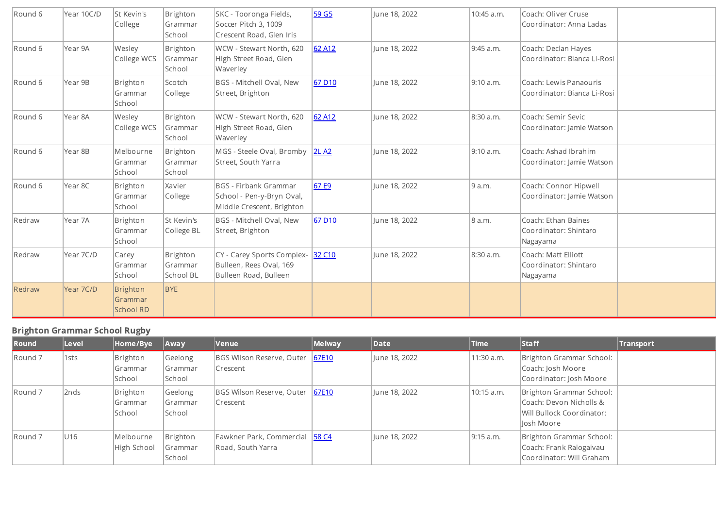| | | | | | | | | | |
|---|---|---|---|---|---|---|---|---|---|
| Round 6 | Year 10C/D | St Kevin's College | Brighton Grammar School | SKC - Tooronga Fields, Soccer Pitch 3, 1009 Crescent Road, Glen Iris | 59 G5 | June 18, 2022 | 10:45 a.m. | Coach: Oliver Cruse Coordinator: Anna Ladas | |
| Round 6 | Year 9A | Wesley College WCS | Brighton Grammar School | WCW - Stewart North, 620 High Street Road, Glen Waverley | 62 A12 | June 18, 2022 | 9:45 a.m. | Coach: Declan Hayes Coordinator: Bianca Li-Rosi | |
| Round 6 | Year 9B | Brighton Grammar School | Scotch College | BGS - Mitchell Oval, New Street, Brighton | 67 D10 | June 18, 2022 | 9:10 a.m. | Coach: Lewis Panaouris Coordinator: Bianca Li-Rosi | |
| Round 6 | Year 8A | Wesley College WCS | Brighton Grammar School | WCW - Stewart North, 620 High Street Road, Glen Waverley | 62 A12 | June 18, 2022 | 8:30 a.m. | Coach: Semir Sevic Coordinator: Jamie Watson | |
| Round 6 | Year 8B | Melbourne Grammar School | Brighton Grammar School | MGS - Steele Oval, Bromby Street, South Yarra | 2L A2 | June 18, 2022 | 9:10 a.m. | Coach: Ashad Ibrahim Coordinator: Jamie Watson | |
| Round 6 | Year 8C | Brighton Grammar School | Xavier College | BGS - Firbank Grammar School - Pen-y-Bryn Oval, Middle Crescent, Brighton | 67 E9 | June 18, 2022 | 9 a.m. | Coach: Connor Hipwell Coordinator: Jamie Watson | |
| Redraw | Year 7A | Brighton Grammar School | St Kevin's College BL | BGS - Mitchell Oval, New Street, Brighton | 67 D10 | June 18, 2022 | 8 a.m. | Coach: Ethan Baines Coordinator: Shintaro Nagayama | |
| Redraw | Year 7C/D | Carey Grammar School | Brighton Grammar School BL | CY - Carey Sports Complex-Bulleen, Rees Oval, 169 Bulleen Road, Bulleen | 32 C10 | June 18, 2022 | 8:30 a.m. | Coach: Matt Elliott Coordinator: Shintaro Nagayama | |
| Redraw | Year 7C/D | Brighton Grammar School RD | BYE | | | | | | |

## Brighton Grammar School Rugby

| Round | Level | Home/Bye | Away | Venue | Melway | Date | Time | Staff | Transport |
|---|---|---|---|---|---|---|---|---|---|
| Round 7 | 1sts | Brighton Grammar School | Geelong Grammar School | BGS Wilson Reserve, Outer Crescent | 67E10 | June 18, 2022 | 11:30 a.m. | Brighton Grammar School: Coach: Josh Moore Coordinator: Josh Moore | |
| Round 7 | 2nds | Brighton Grammar School | Geelong Grammar School | BGS Wilson Reserve, Outer Crescent | 67E10 | June 18, 2022 | 10:15 a.m. | Brighton Grammar School: Coach: Devon Nicholls & Will Bullock Coordinator: Josh Moore | |
| Round 7 | U16 | Melbourne High School | Brighton Grammar School | Fawkner Park, Commercial Road, South Yarra | 58 C4 | June 18, 2022 | 9:15 a.m. | Brighton Grammar School: Coach: Frank Ralogaivau Coordinator: Will Graham | |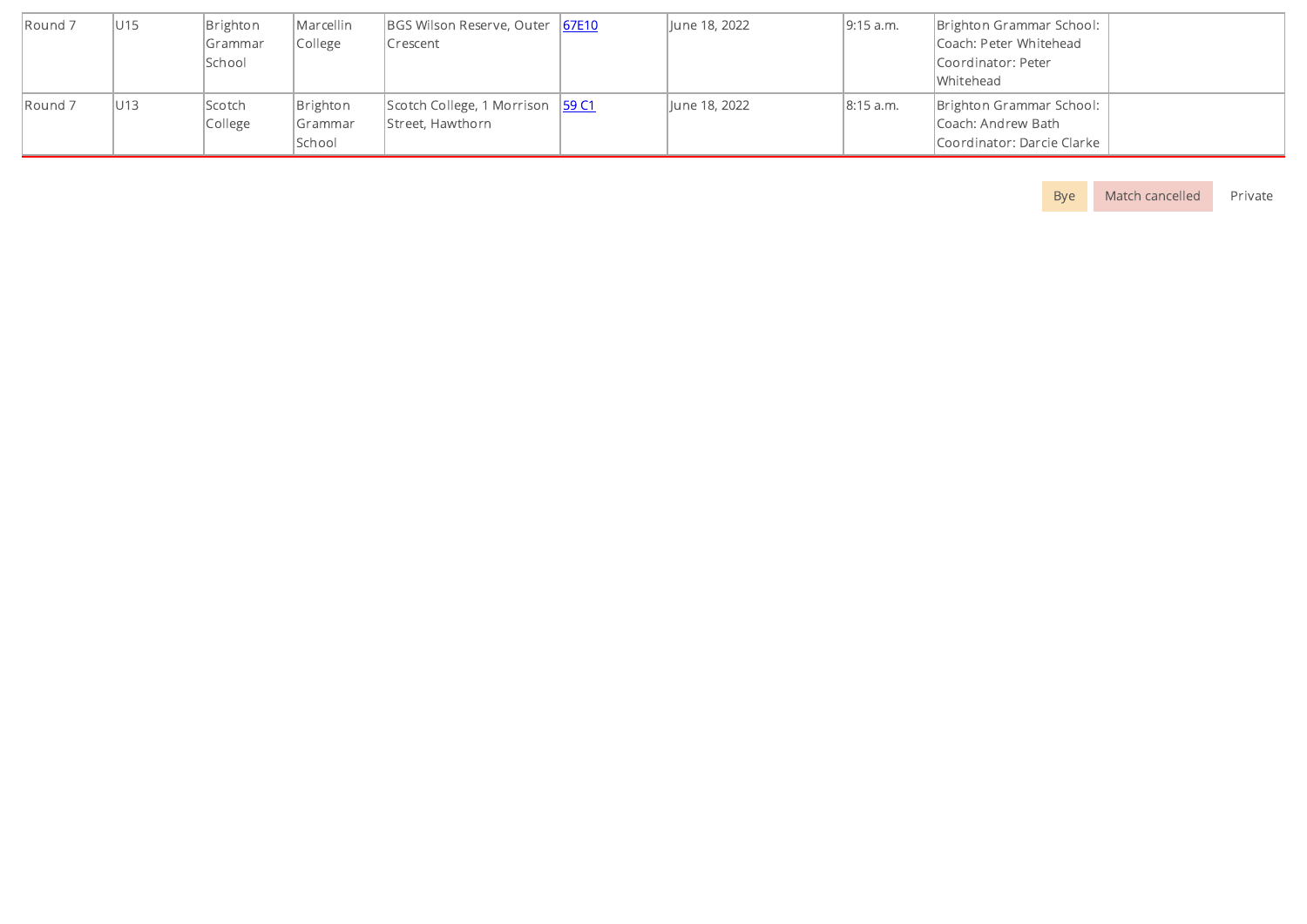| | | | | | | | | | |
|---|---|---|---|---|---|---|---|---|---|
| Round 7 | U15 | Brighton Grammar School | Marcellin College | BGS Wilson Reserve, Outer Crescent | 67E10 | June 18, 2022 | 9:15 a.m. | Brighton Grammar School: Coach: Peter Whitehead Coordinator: Peter Whitehead | |
| Round 7 | U13 | Scotch College | Brighton Grammar School | Scotch College, 1 Morrison Street, Hawthorn | 59 C1 | June 18, 2022 | 8:15 a.m. | Brighton Grammar School: Coach: Andrew Bath Coordinator: Darcie Clarke | |

Bye | Match cancelled | Private